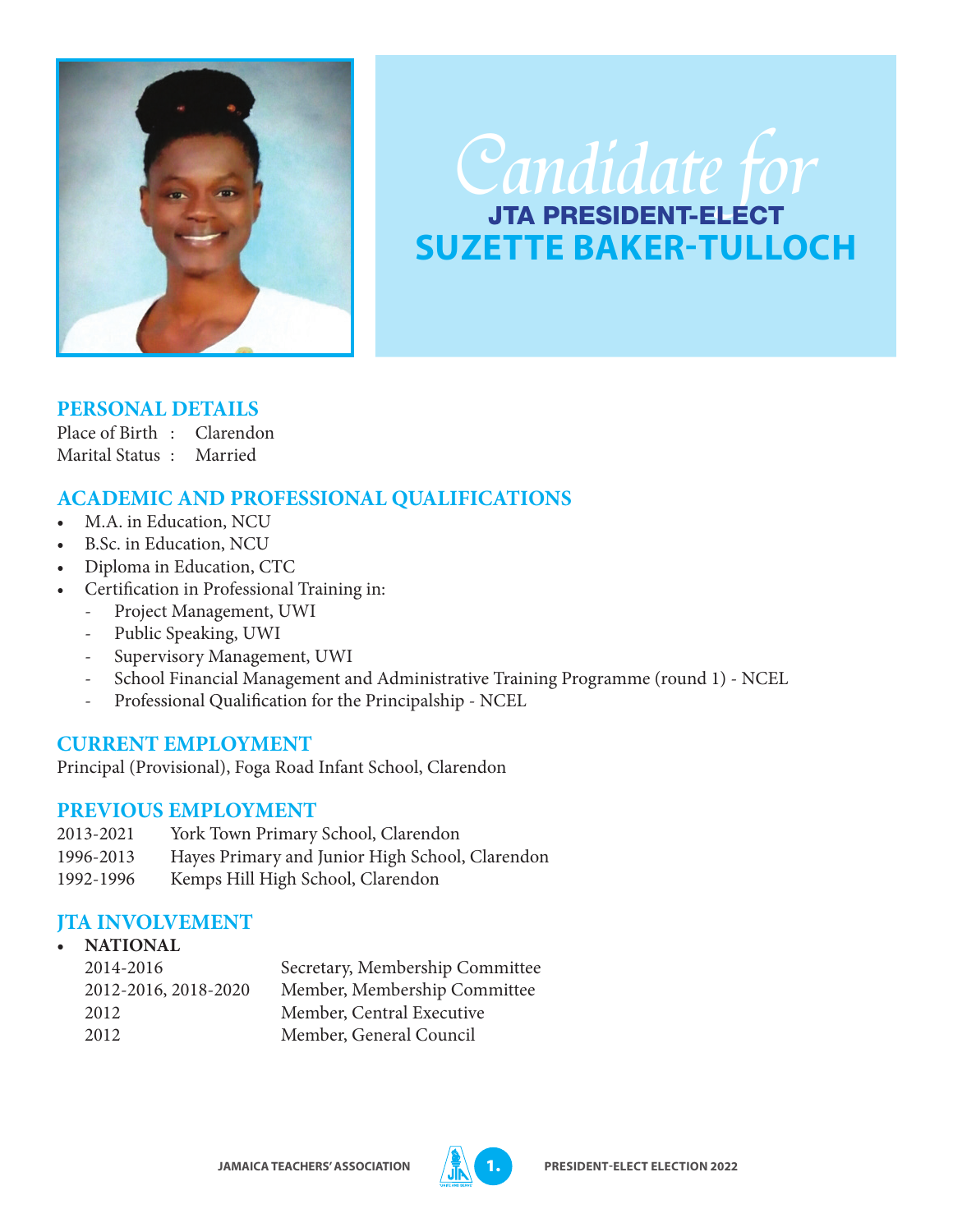# Candidate for

## JTA PRESIDENT-ELECT

# SUZETTE BAKER-TULLOCH

## PERSONAL DETAILS

Place of Birth : Clarendon
Marital Status : Married

## ACADEMIC AND PROFESSIONAL QUALIFICATIONS

- M.A. in Education, NCU
- B.Sc. in Education, NCU
- Diploma in Education, CTC
- Certification in Professional Training in:
  - Project Management, UWI
  - Public Speaking, UWI
  - Supervisory Management, UWI
  - School Financial Management and Administrative Training Programme (round 1) - NCEL
  - Professional Qualification for the Principalship - NCEL

## CURRENT EMPLOYMENT

Principal (Provisional), Foga Road Infant School, Clarendon

## PREVIOUS EMPLOYMENT

| | |
|---|---|
| 2013-2021 | York Town Primary School, Clarendon |
| 1996-2013 | Hayes Primary and Junior High School, Clarendon |
| 1992-1996 | Kemps Hill High School, Clarendon |

## JTA INVOLVEMENT

- **NATIONAL**

| | |
|---|---|
| 2014-2016 | Secretary, Membership Committee |
| 2012-2016, 2018-2020 | Member, Membership Committee |
| 2012 | Member, Central Executive |
| 2012 | Member, General Council |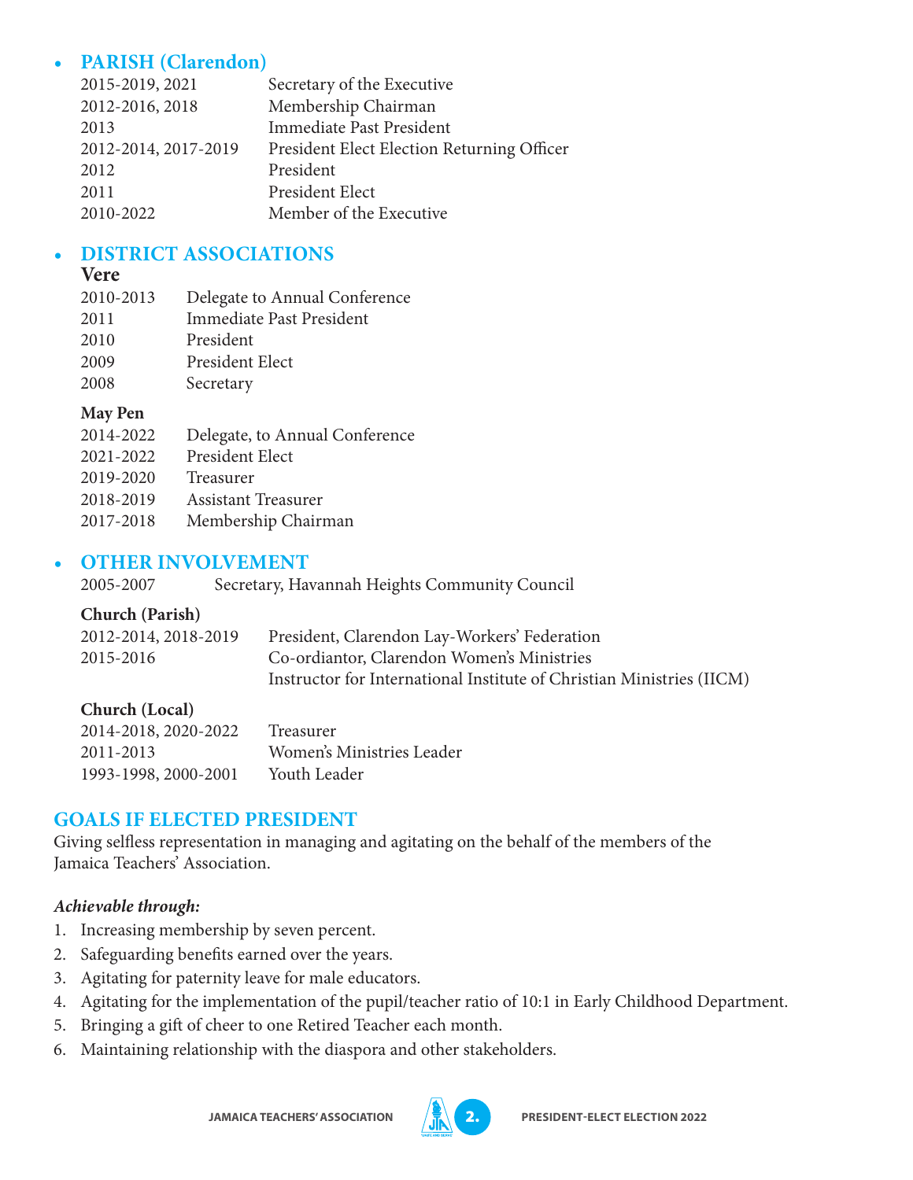- **PARISH (Clarendon)**

| | |
|---|---|
| 2015-2019, 2021 | Secretary of the Executive |
| 2012-2016, 2018 | Membership Chairman |
| 2013 | Immediate Past President |
| 2012-2014, 2017-2019 | President Elect Election Returning Officer |
| 2012 | President |
| 2011 | President Elect |
| 2010-2022 | Member of the Executive |

- **DISTRICT ASSOCIATIONS**

**Vere**

| | |
|---|---|
| 2010-2013 | Delegate to Annual Conference |
| 2011 | Immediate Past President |
| 2010 | President |
| 2009 | President Elect |
| 2008 | Secretary |

**May Pen**

| | |
|---|---|
| 2014-2022 | Delegate, to Annual Conference |
| 2021-2022 | President Elect |
| 2019-2020 | Treasurer |
| 2018-2019 | Assistant Treasurer |
| 2017-2018 | Membership Chairman |

- **OTHER INVOLVEMENT**

| | |
|---|---|
| 2005-2007 | Secretary, Havannah Heights Community Council |

**Church (Parish)**

| | |
|---|---|
| 2012-2014, 2018-2019 | President, Clarendon Lay-Workers' Federation |
| 2015-2016 | Co-ordiantor, Clarendon Women's Ministries |
| | Instructor for International Institute of Christian Ministries (IICM) |

**Church (Local)**

| | |
|---|---|
| 2014-2018, 2020-2022 | Treasurer |
| 2011-2013 | Women's Ministries Leader |
| 1993-1998, 2000-2001 | Youth Leader |

## GOALS IF ELECTED PRESIDENT

Giving selfless representation in managing and agitating on the behalf of the members of the Jamaica Teachers' Association.

***Achievable through:***

1. Increasing membership by seven percent.
2. Safeguarding benefits earned over the years.
3. Agitating for paternity leave for male educators.
4. Agitating for the implementation of the pupil/teacher ratio of 10:1 in Early Childhood Department.
5. Bringing a gift of cheer to one Retired Teacher each month.
6. Maintaining relationship with the diaspora and other stakeholders.